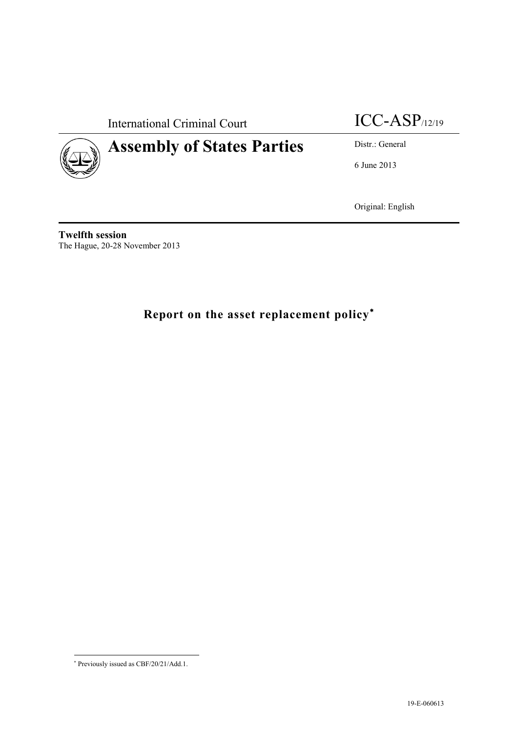International Criminal Court

ICC-ASP/12/19

# Assembly of States Parties

Distr.: General

6 June 2013

Original: English

**Twelfth session**
The Hague, 20-28 November 2013

## Report on the asset replacement policy*

* Previously issued as CBF/20/21/Add.1.

19-E-060613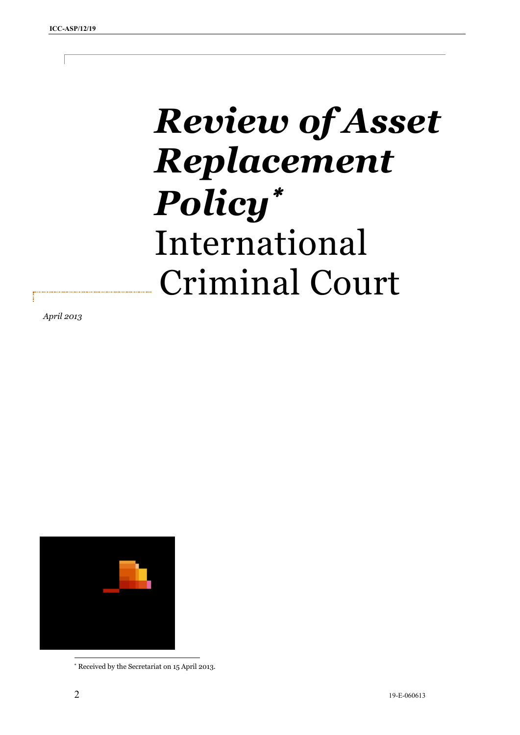# *Review of Asset Replacement Policy*[*]

# International Criminal Court

*April 2013*

[*] Received by the Secretariat on 15 April 2013.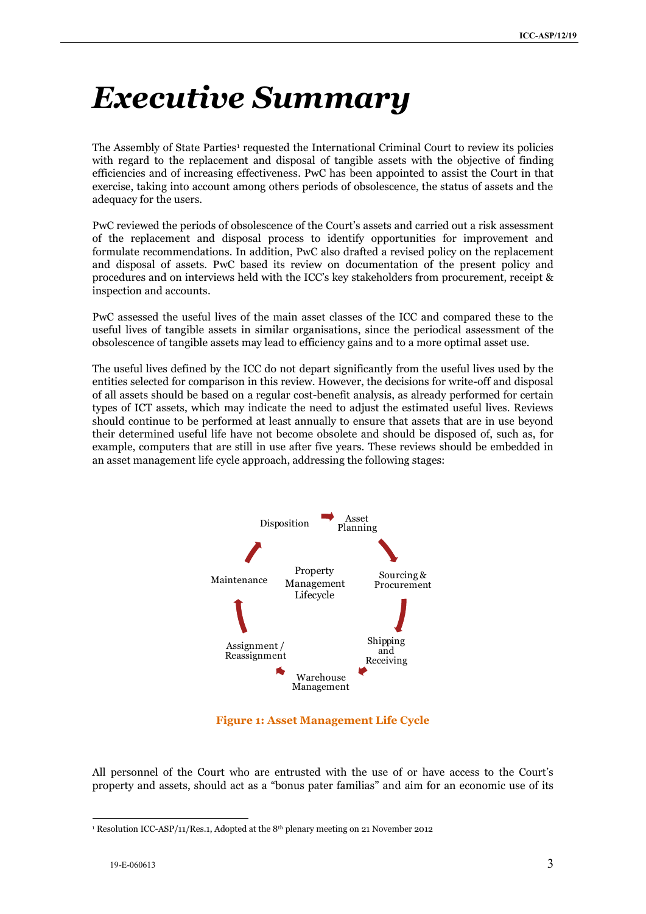# *Executive Summary*

The Assembly of State Parties[1] requested the International Criminal Court to review its policies with regard to the replacement and disposal of tangible assets with the objective of finding efficiencies and of increasing effectiveness. PwC has been appointed to assist the Court in that exercise, taking into account among others periods of obsolescence, the status of assets and the adequacy for the users.

PwC reviewed the periods of obsolescence of the Court's assets and carried out a risk assessment of the replacement and disposal process to identify opportunities for improvement and formulate recommendations. In addition, PwC also drafted a revised policy on the replacement and disposal of assets. PwC based its review on documentation of the present policy and procedures and on interviews held with the ICC's key stakeholders from procurement, receipt & inspection and accounts.

PwC assessed the useful lives of the main asset classes of the ICC and compared these to the useful lives of tangible assets in similar organisations, since the periodical assessment of the obsolescence of tangible assets may lead to efficiency gains and to a more optimal asset use.

The useful lives defined by the ICC do not depart significantly from the useful lives used by the entities selected for comparison in this review. However, the decisions for write-off and disposal of all assets should be based on a regular cost-benefit analysis, as already performed for certain types of ICT assets, which may indicate the need to adjust the estimated useful lives. Reviews should continue to be performed at least annually to ensure that assets that are in use beyond their determined useful life have not become obsolete and should be disposed of, such as, for example, computers that are still in use after five years. These reviews should be embedded in an asset management life cycle approach, addressing the following stages:

Property Management Lifecycle: Asset Planning → Sourcing & Procurement → Shipping and Receiving → Warehouse Management → Assignment / Reassignment → Maintenance → Disposition → Asset Planning

**Figure 1: Asset Management Life Cycle**

All personnel of the Court who are entrusted with the use of or have access to the Court's property and assets, should act as a "bonus pater familias" and aim for an economic use of its

[1] Resolution ICC-ASP/11/Res.1, Adopted at the 8th plenary meeting on 21 November 2012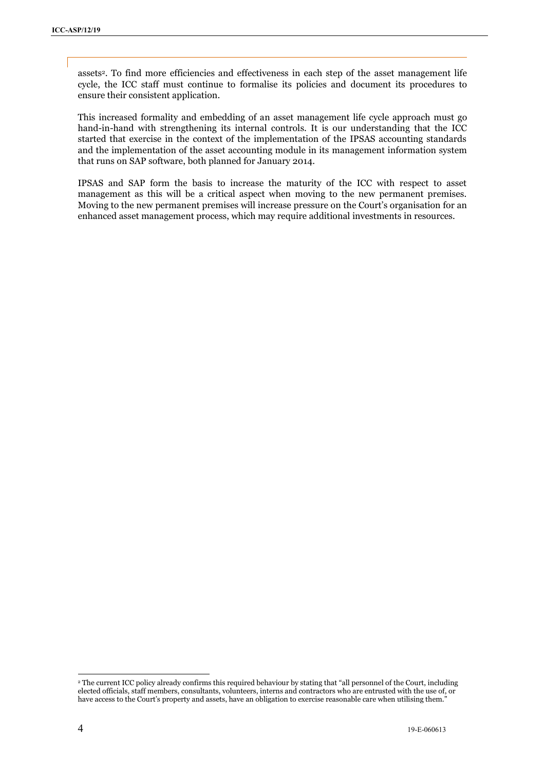assets[2]. To find more efficiencies and effectiveness in each step of the asset management life cycle, the ICC staff must continue to formalise its policies and document its procedures to ensure their consistent application.

This increased formality and embedding of an asset management life cycle approach must go hand-in-hand with strengthening its internal controls. It is our understanding that the ICC started that exercise in the context of the implementation of the IPSAS accounting standards and the implementation of the asset accounting module in its management information system that runs on SAP software, both planned for January 2014.

IPSAS and SAP form the basis to increase the maturity of the ICC with respect to asset management as this will be a critical aspect when moving to the new permanent premises. Moving to the new permanent premises will increase pressure on the Court's organisation for an enhanced asset management process, which may require additional investments in resources.

---

[2] The current ICC policy already confirms this required behaviour by stating that "all personnel of the Court, including elected officials, staff members, consultants, volunteers, interns and contractors who are entrusted with the use of, or have access to the Court's property and assets, have an obligation to exercise reasonable care when utilising them."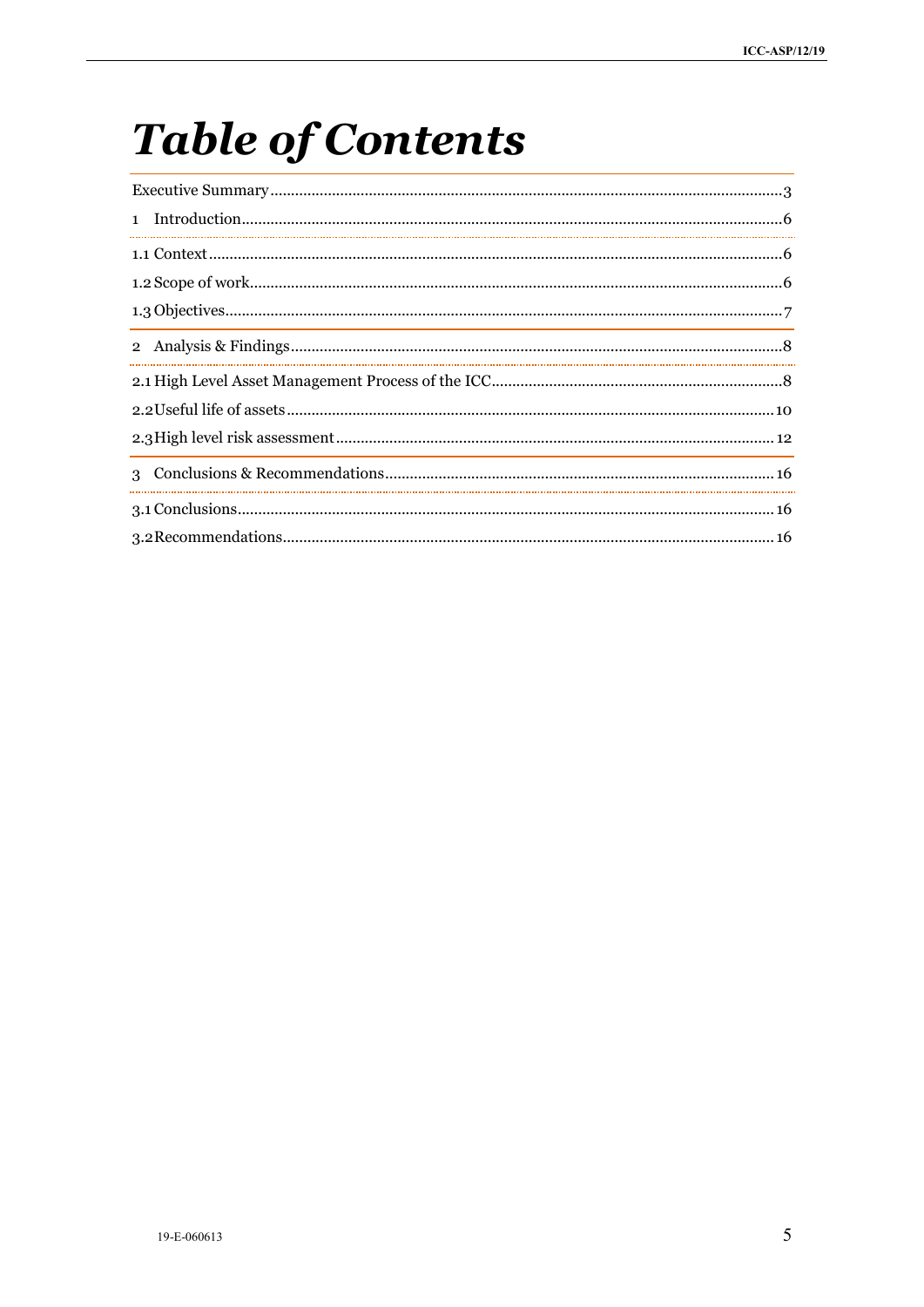# Table of Contents

Executive Summary...........................................................................................................3

1 Introduction.................................................................................................................6

1.1 Context.......................................................................................................................6

1.2 Scope of work.............................................................................................................6

1.3 Objectives...................................................................................................................7

2 Analysis & Findings......................................................................................................8

2.1 High Level Asset Management Process of the ICC......................................................8

2.2 Useful life of assets....................................................................................................10

2.3 High level risk assessment.........................................................................................12

3 Conclusions & Recommendations...............................................................................16

3.1 Conclusions................................................................................................................16

3.2 Recommendations......................................................................................................16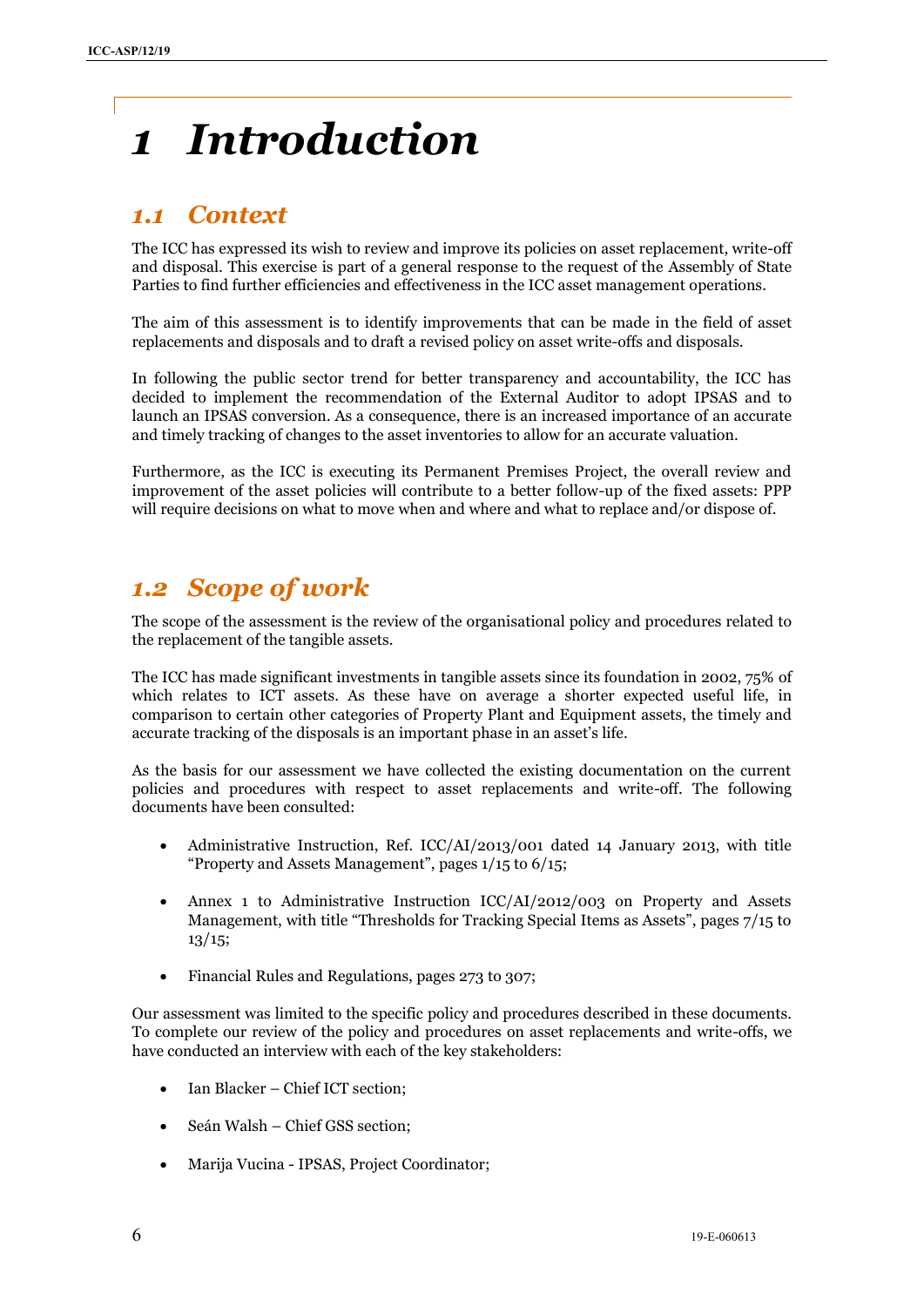# 1 Introduction

## 1.1 Context

The ICC has expressed its wish to review and improve its policies on asset replacement, write-off and disposal. This exercise is part of a general response to the request of the Assembly of State Parties to find further efficiencies and effectiveness in the ICC asset management operations.

The aim of this assessment is to identify improvements that can be made in the field of asset replacements and disposals and to draft a revised policy on asset write-offs and disposals.

In following the public sector trend for better transparency and accountability, the ICC has decided to implement the recommendation of the External Auditor to adopt IPSAS and to launch an IPSAS conversion. As a consequence, there is an increased importance of an accurate and timely tracking of changes to the asset inventories to allow for an accurate valuation.

Furthermore, as the ICC is executing its Permanent Premises Project, the overall review and improvement of the asset policies will contribute to a better follow-up of the fixed assets: PPP will require decisions on what to move when and where and what to replace and/or dispose of.

## 1.2 Scope of work

The scope of the assessment is the review of the organisational policy and procedures related to the replacement of the tangible assets.

The ICC has made significant investments in tangible assets since its foundation in 2002, 75% of which relates to ICT assets. As these have on average a shorter expected useful life, in comparison to certain other categories of Property Plant and Equipment assets, the timely and accurate tracking of the disposals is an important phase in an asset's life.

As the basis for our assessment we have collected the existing documentation on the current policies and procedures with respect to asset replacements and write-off. The following documents have been consulted:

- Administrative Instruction, Ref. ICC/AI/2013/001 dated 14 January 2013, with title "Property and Assets Management", pages 1/15 to 6/15;
- Annex 1 to Administrative Instruction ICC/AI/2012/003 on Property and Assets Management, with title "Thresholds for Tracking Special Items as Assets", pages 7/15 to 13/15;
- Financial Rules and Regulations, pages 273 to 307;

Our assessment was limited to the specific policy and procedures described in these documents. To complete our review of the policy and procedures on asset replacements and write-offs, we have conducted an interview with each of the key stakeholders:

- Ian Blacker – Chief ICT section;
- Seán Walsh – Chief GSS section;
- Marija Vucina - IPSAS, Project Coordinator;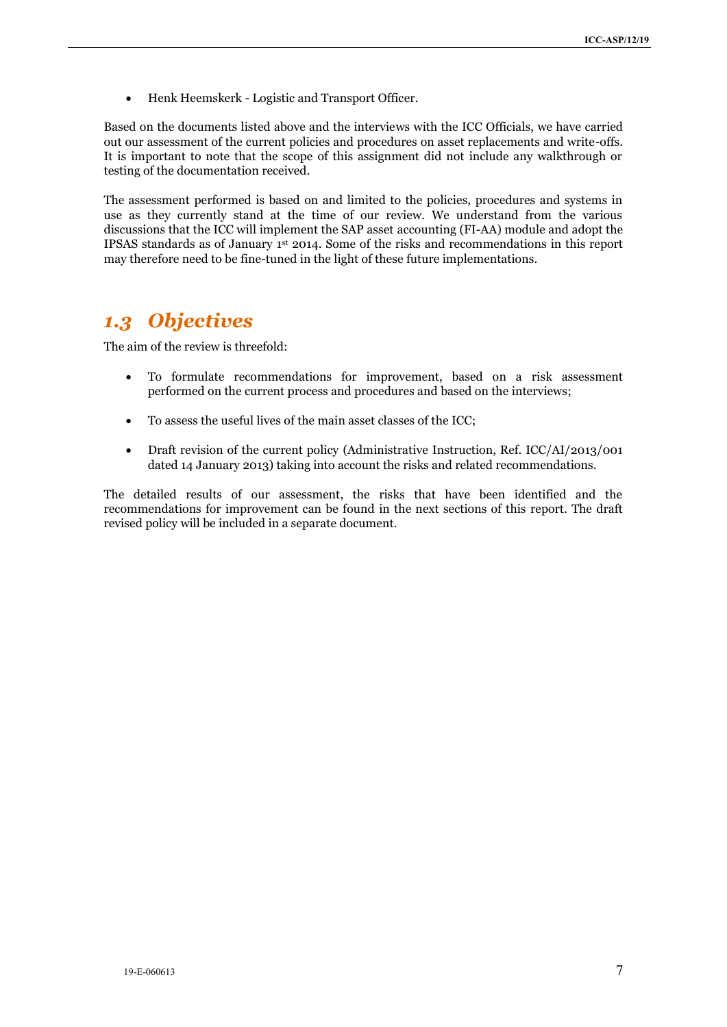- Henk Heemskerk - Logistic and Transport Officer.

Based on the documents listed above and the interviews with the ICC Officials, we have carried out our assessment of the current policies and procedures on asset replacements and write-offs. It is important to note that the scope of this assignment did not include any walkthrough or testing of the documentation received.

The assessment performed is based on and limited to the policies, procedures and systems in use as they currently stand at the time of our review. We understand from the various discussions that the ICC will implement the SAP asset accounting (FI-AA) module and adopt the IPSAS standards as of January 1st 2014. Some of the risks and recommendations in this report may therefore need to be fine-tuned in the light of these future implementations.

## *1.3 Objectives*

The aim of the review is threefold:

- To formulate recommendations for improvement, based on a risk assessment performed on the current process and procedures and based on the interviews;
- To assess the useful lives of the main asset classes of the ICC;
- Draft revision of the current policy (Administrative Instruction, Ref. ICC/AI/2013/001 dated 14 January 2013) taking into account the risks and related recommendations.

The detailed results of our assessment, the risks that have been identified and the recommendations for improvement can be found in the next sections of this report. The draft revised policy will be included in a separate document.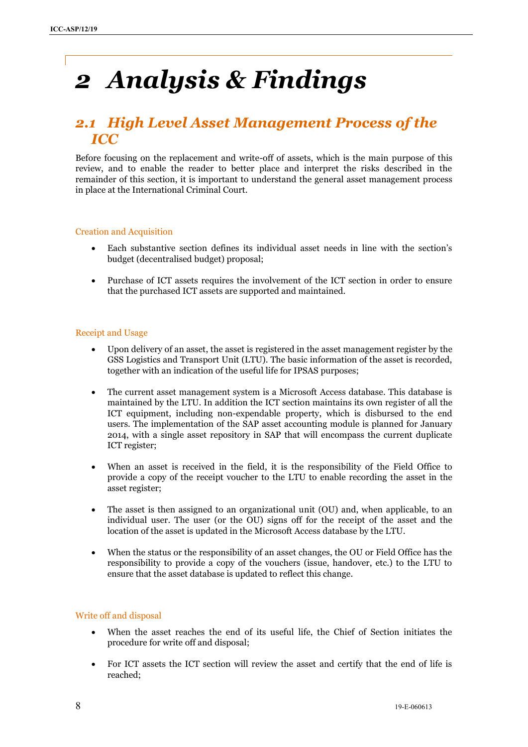# 2 Analysis & Findings

## 2.1 High Level Asset Management Process of the ICC

Before focusing on the replacement and write-off of assets, which is the main purpose of this review, and to enable the reader to better place and interpret the risks described in the remainder of this section, it is important to understand the general asset management process in place at the International Criminal Court.

### Creation and Acquisition

- Each substantive section defines its individual asset needs in line with the section's budget (decentralised budget) proposal;
- Purchase of ICT assets requires the involvement of the ICT section in order to ensure that the purchased ICT assets are supported and maintained.

### Receipt and Usage

- Upon delivery of an asset, the asset is registered in the asset management register by the GSS Logistics and Transport Unit (LTU). The basic information of the asset is recorded, together with an indication of the useful life for IPSAS purposes;
- The current asset management system is a Microsoft Access database. This database is maintained by the LTU. In addition the ICT section maintains its own register of all the ICT equipment, including non-expendable property, which is disbursed to the end users. The implementation of the SAP asset accounting module is planned for January 2014, with a single asset repository in SAP that will encompass the current duplicate ICT register;
- When an asset is received in the field, it is the responsibility of the Field Office to provide a copy of the receipt voucher to the LTU to enable recording the asset in the asset register;
- The asset is then assigned to an organizational unit (OU) and, when applicable, to an individual user. The user (or the OU) signs off for the receipt of the asset and the location of the asset is updated in the Microsoft Access database by the LTU.
- When the status or the responsibility of an asset changes, the OU or Field Office has the responsibility to provide a copy of the vouchers (issue, handover, etc.) to the LTU to ensure that the asset database is updated to reflect this change.

### Write off and disposal

- When the asset reaches the end of its useful life, the Chief of Section initiates the procedure for write off and disposal;
- For ICT assets the ICT section will review the asset and certify that the end of life is reached;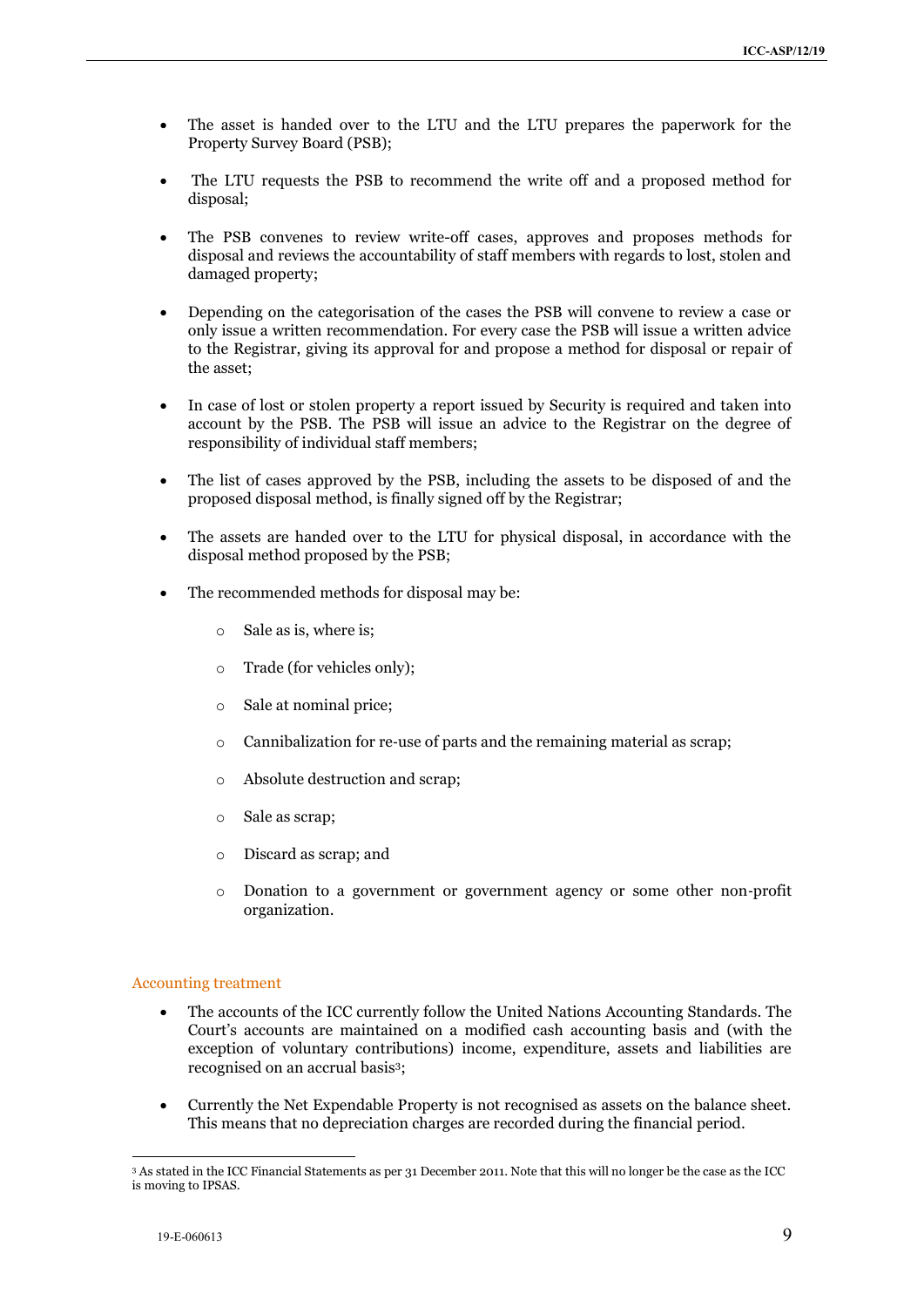- The asset is handed over to the LTU and the LTU prepares the paperwork for the Property Survey Board (PSB);

- The LTU requests the PSB to recommend the write off and a proposed method for disposal;

- The PSB convenes to review write-off cases, approves and proposes methods for disposal and reviews the accountability of staff members with regards to lost, stolen and damaged property;

- Depending on the categorisation of the cases the PSB will convene to review a case or only issue a written recommendation. For every case the PSB will issue a written advice to the Registrar, giving its approval for and propose a method for disposal or repair of the asset;

- In case of lost or stolen property a report issued by Security is required and taken into account by the PSB. The PSB will issue an advice to the Registrar on the degree of responsibility of individual staff members;

- The list of cases approved by the PSB, including the assets to be disposed of and the proposed disposal method, is finally signed off by the Registrar;

- The assets are handed over to the LTU for physical disposal, in accordance with the disposal method proposed by the PSB;

- The recommended methods for disposal may be:

  - Sale as is, where is;

  - Trade (for vehicles only);

  - Sale at nominal price;

  - Cannibalization for re-use of parts and the remaining material as scrap;

  - Absolute destruction and scrap;

  - Sale as scrap;

  - Discard as scrap; and

  - Donation to a government or government agency or some other non-profit organization.

### Accounting treatment

- The accounts of the ICC currently follow the United Nations Accounting Standards. The Court's accounts are maintained on a modified cash accounting basis and (with the exception of voluntary contributions) income, expenditure, assets and liabilities are recognised on an accrual basis[3];

- Currently the Net Expendable Property is not recognised as assets on the balance sheet. This means that no depreciation charges are recorded during the financial period.

---

[3] As stated in the ICC Financial Statements as per 31 December 2011. Note that this will no longer be the case as the ICC is moving to IPSAS.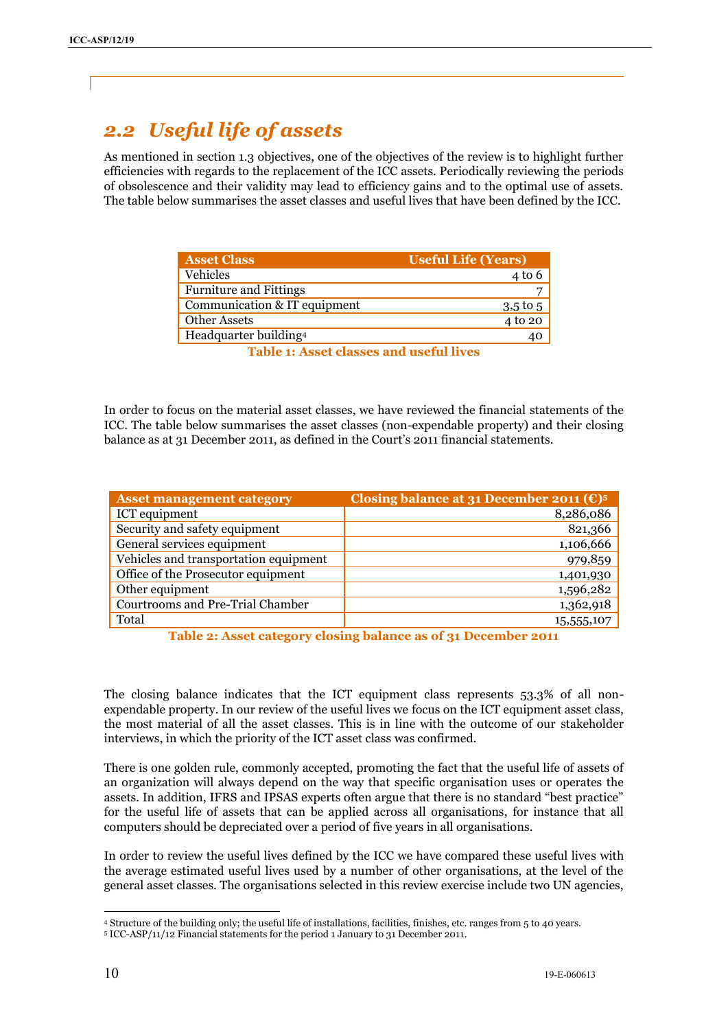## *2.2 Useful life of assets*

As mentioned in section 1.3 objectives, one of the objectives of the review is to highlight further efficiencies with regards to the replacement of the ICC assets. Periodically reviewing the periods of obsolescence and their validity may lead to efficiency gains and to the optimal use of assets. The table below summarises the asset classes and useful lives that have been defined by the ICC.

| Asset Class | Useful Life (Years) |
|---|---:|
| Vehicles | 4 to 6 |
| Furniture and Fittings | 7 |
| Communication & IT equipment | 3,5 to 5 |
| Other Assets | 4 to 20 |
| Headquarter building[4] | 40 |

**Table 1: Asset classes and useful lives**

In order to focus on the material asset classes, we have reviewed the financial statements of the ICC. The table below summarises the asset classes (non-expendable property) and their closing balance as at 31 December 2011, as defined in the Court's 2011 financial statements.

| Asset management category | Closing balance at 31 December 2011 (€)[5] |
|---|---:|
| ICT equipment | 8,286,086 |
| Security and safety equipment | 821,366 |
| General services equipment | 1,106,666 |
| Vehicles and transportation equipment | 979,859 |
| Office of the Prosecutor equipment | 1,401,930 |
| Other equipment | 1,596,282 |
| Courtrooms and Pre-Trial Chamber | 1,362,918 |
| Total | 15,555,107 |

**Table 2: Asset category closing balance as of 31 December 2011**

The closing balance indicates that the ICT equipment class represents 53.3% of all non-expendable property. In our review of the useful lives we focus on the ICT equipment asset class, the most material of all the asset classes. This is in line with the outcome of our stakeholder interviews, in which the priority of the ICT asset class was confirmed.

There is one golden rule, commonly accepted, promoting the fact that the useful life of assets of an organization will always depend on the way that specific organisation uses or operates the assets. In addition, IFRS and IPSAS experts often argue that there is no standard "best practice" for the useful life of assets that can be applied across all organisations, for instance that all computers should be depreciated over a period of five years in all organisations.

In order to review the useful lives defined by the ICC we have compared these useful lives with the average estimated useful lives used by a number of other organisations, at the level of the general asset classes. The organisations selected in this review exercise include two UN agencies,

[4] Structure of the building only; the useful life of installations, facilities, finishes, etc. ranges from 5 to 40 years.

[5] ICC-ASP/11/12 Financial statements for the period 1 January to 31 December 2011.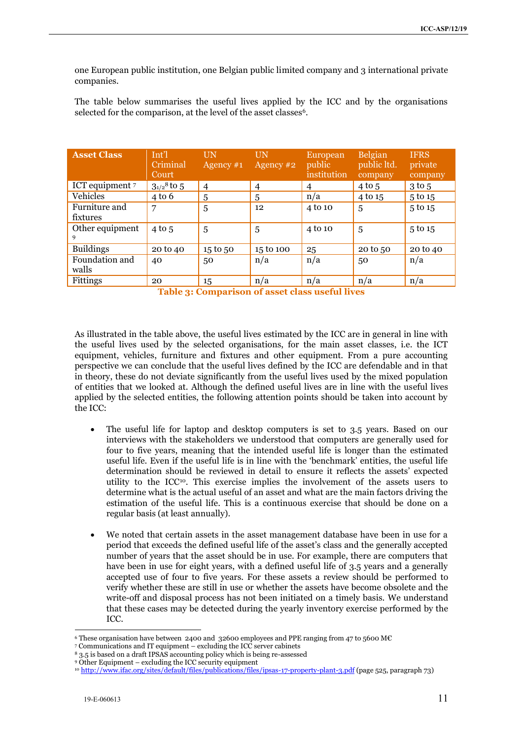one European public institution, one Belgian public limited company and 3 international private companies.

The table below summarises the useful lives applied by the ICC and by the organisations selected for the comparison, at the level of the asset classes[6].

| Asset Class | Int'l Criminal Court | UN Agency #1 | UN Agency #2 | European public institution | Belgian public ltd. company | IFRS private company |
|---|---|---|---|---|---|---|
| ICT equipment [7] | 3½[8] to 5 | 4 | 4 | 4 | 4 to 5 | 3 to 5 |
| Vehicles | 4 to 6 | 5 | 5 | n/a | 4 to 15 | 5 to 15 |
| Furniture and fixtures | 7 | 5 | 12 | 4 to 10 | 5 | 5 to 15 |
| Other equipment [9] | 4 to 5 | 5 | 5 | 4 to 10 | 5 | 5 to 15 |
| Buildings | 20 to 40 | 15 to 50 | 15 to 100 | 25 | 20 to 50 | 20 to 40 |
| Foundation and walls | 40 | 50 | n/a | n/a | 50 | n/a |
| Fittings | 20 | 15 | n/a | n/a | n/a | n/a |

**Table 3: Comparison of asset class useful lives**

As illustrated in the table above, the useful lives estimated by the ICC are in general in line with the useful lives used by the selected organisations, for the main asset classes, i.e. the ICT equipment, vehicles, furniture and fixtures and other equipment. From a pure accounting perspective we can conclude that the useful lives defined by the ICC are defendable and in that in theory, these do not deviate significantly from the useful lives used by the mixed population of entities that we looked at. Although the defined useful lives are in line with the useful lives applied by the selected entities, the following attention points should be taken into account by the ICC:

- The useful life for laptop and desktop computers is set to 3.5 years. Based on our interviews with the stakeholders we understood that computers are generally used for four to five years, meaning that the intended useful life is longer than the estimated useful life. Even if the useful life is in line with the 'benchmark' entities, the useful life determination should be reviewed in detail to ensure it reflects the assets' expected utility to the ICC[10]. This exercise implies the involvement of the assets users to determine what is the actual useful of an asset and what are the main factors driving the estimation of the useful life. This is a continuous exercise that should be done on a regular basis (at least annually).

- We noted that certain assets in the asset management database have been in use for a period that exceeds the defined useful life of the asset's class and the generally accepted number of years that the asset should be in use. For example, there are computers that have been in use for eight years, with a defined useful life of 3.5 years and a generally accepted use of four to five years. For these assets a review should be performed to verify whether these are still in use or whether the assets have become obsolete and the write-off and disposal process has not been initiated on a timely basis. We understand that these cases may be detected during the yearly inventory exercise performed by the ICC.

---

[6] These organisation have between 2400 and 32600 employees and PPE ranging from 47 to 5600 M€

[7] Communications and IT equipment – excluding the ICC server cabinets

[8] 3.5 is based on a draft IPSAS accounting policy which is being re-assessed

[9] Other Equipment – excluding the ICC security equipment

[10] http://www.ifac.org/sites/default/files/publications/files/ipsas-17-property-plant-3.pdf (page 525, paragraph 73)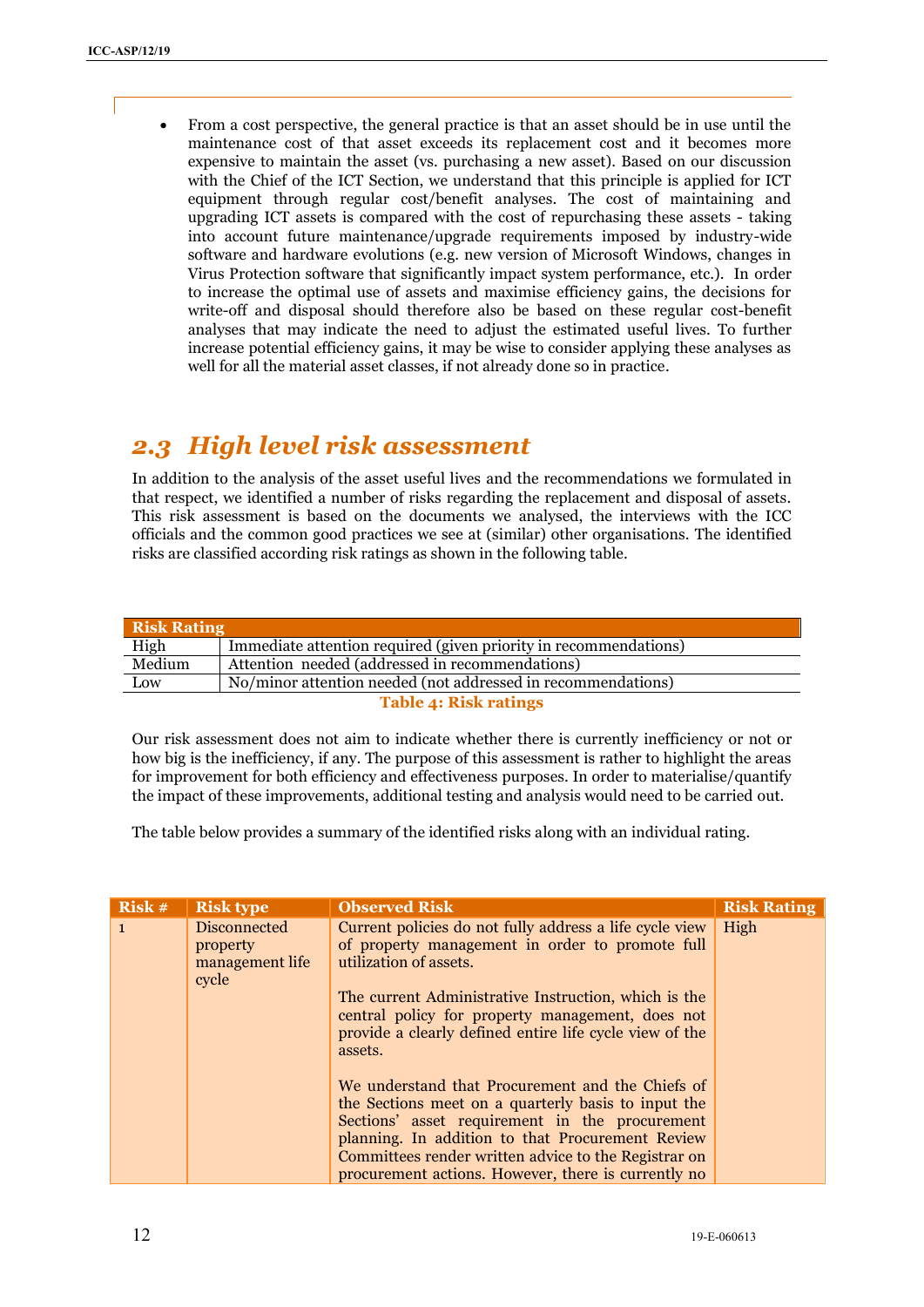- From a cost perspective, the general practice is that an asset should be in use until the maintenance cost of that asset exceeds its replacement cost and it becomes more expensive to maintain the asset (vs. purchasing a new asset). Based on our discussion with the Chief of the ICT Section, we understand that this principle is applied for ICT equipment through regular cost/benefit analyses. The cost of maintaining and upgrading ICT assets is compared with the cost of repurchasing these assets - taking into account future maintenance/upgrade requirements imposed by industry-wide software and hardware evolutions (e.g. new version of Microsoft Windows, changes in Virus Protection software that significantly impact system performance, etc.). In order to increase the optimal use of assets and maximise efficiency gains, the decisions for write-off and disposal should therefore also be based on these regular cost-benefit analyses that may indicate the need to adjust the estimated useful lives. To further increase potential efficiency gains, it may be wise to consider applying these analyses as well for all the material asset classes, if not already done so in practice.

## *2.3 High level risk assessment*

In addition to the analysis of the asset useful lives and the recommendations we formulated in that respect, we identified a number of risks regarding the replacement and disposal of assets. This risk assessment is based on the documents we analysed, the interviews with the ICC officials and the common good practices we see at (similar) other organisations. The identified risks are classified according risk ratings as shown in the following table.

| Risk Rating | |
|---|---|
| High | Immediate attention required (given priority in recommendations) |
| Medium | Attention needed (addressed in recommendations) |
| Low | No/minor attention needed (not addressed in recommendations) |

**Table 4: Risk ratings**

Our risk assessment does not aim to indicate whether there is currently inefficiency or not or how big is the inefficiency, if any. The purpose of this assessment is rather to highlight the areas for improvement for both efficiency and effectiveness purposes. In order to materialise/quantify the impact of these improvements, additional testing and analysis would need to be carried out.

The table below provides a summary of the identified risks along with an individual rating.

| Risk # | Risk type | Observed Risk | Risk Rating |
|---|---|---|---|
| 1 | Disconnected property management life cycle | Current policies do not fully address a life cycle view of property management in order to promote full utilization of assets.<br><br>The current Administrative Instruction, which is the central policy for property management, does not provide a clearly defined entire life cycle view of the assets.<br><br>We understand that Procurement and the Chiefs of the Sections meet on a quarterly basis to input the Sections' asset requirement in the procurement planning. In addition to that Procurement Review Committees render written advice to the Registrar on procurement actions. However, there is currently no | High |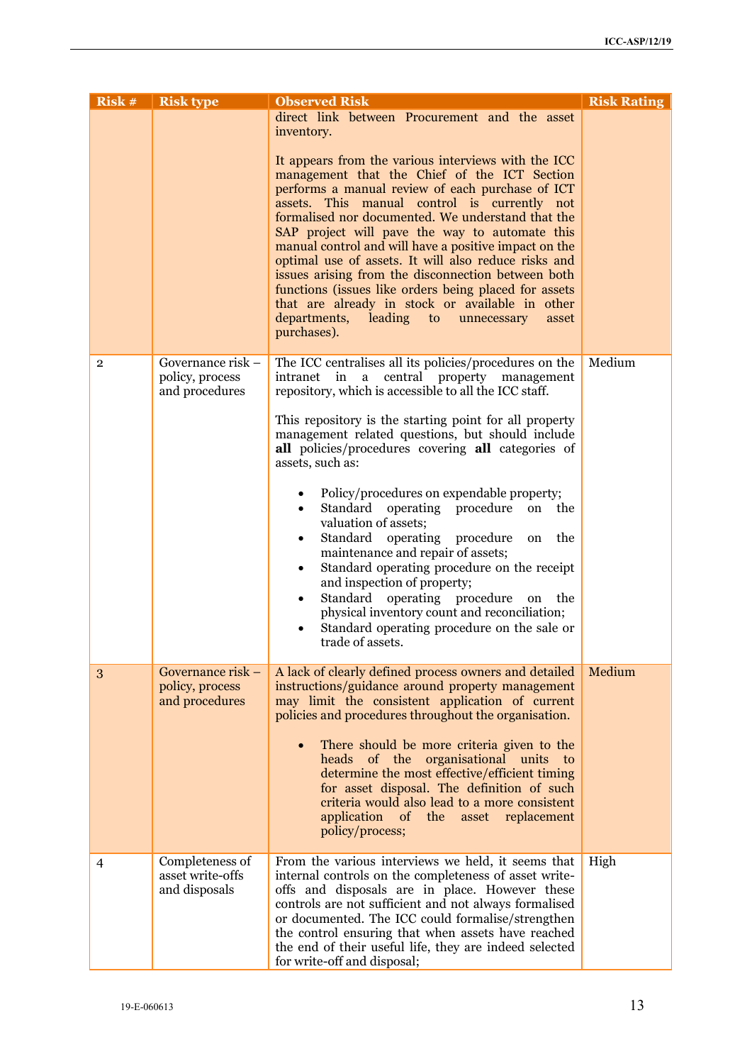| Risk # | Risk type | Observed Risk | Risk Rating |
|---|---|---|---|
| | | direct link between Procurement and the asset inventory.<br><br>It appears from the various interviews with the ICC management that the Chief of the ICT Section performs a manual review of each purchase of ICT assets. This manual control is currently not formalised nor documented. We understand that the SAP project will pave the way to automate this manual control and will have a positive impact on the optimal use of assets. It will also reduce risks and issues arising from the disconnection between both functions (issues like orders being placed for assets that are already in stock or available in other departments, leading to unnecessary asset purchases). | |
| 2 | Governance risk – policy, process and procedures | The ICC centralises all its policies/procedures on the intranet in a central property management repository, which is accessible to all the ICC staff.<br><br>This repository is the starting point for all property management related questions, but should include **all** policies/procedures covering **all** categories of assets, such as:<br><br>• Policy/procedures on expendable property;<br>• Standard operating procedure on the valuation of assets;<br>• Standard operating procedure on the maintenance and repair of assets;<br>• Standard operating procedure on the receipt and inspection of property;<br>• Standard operating procedure on the physical inventory count and reconciliation;<br>• Standard operating procedure on the sale or trade of assets. | Medium |
| 3 | Governance risk – policy, process and procedures | A lack of clearly defined process owners and detailed instructions/guidance around property management may limit the consistent application of current policies and procedures throughout the organisation.<br><br>• There should be more criteria given to the heads of the organisational units to determine the most effective/efficient timing for asset disposal. The definition of such criteria would also lead to a more consistent application of the asset replacement policy/process; | Medium |
| 4 | Completeness of asset write-offs and disposals | From the various interviews we held, it seems that internal controls on the completeness of asset write-offs and disposals are in place. However these controls are not sufficient and not always formalised or documented. The ICC could formalise/strengthen the control ensuring that when assets have reached the end of their useful life, they are indeed selected for write-off and disposal; | High |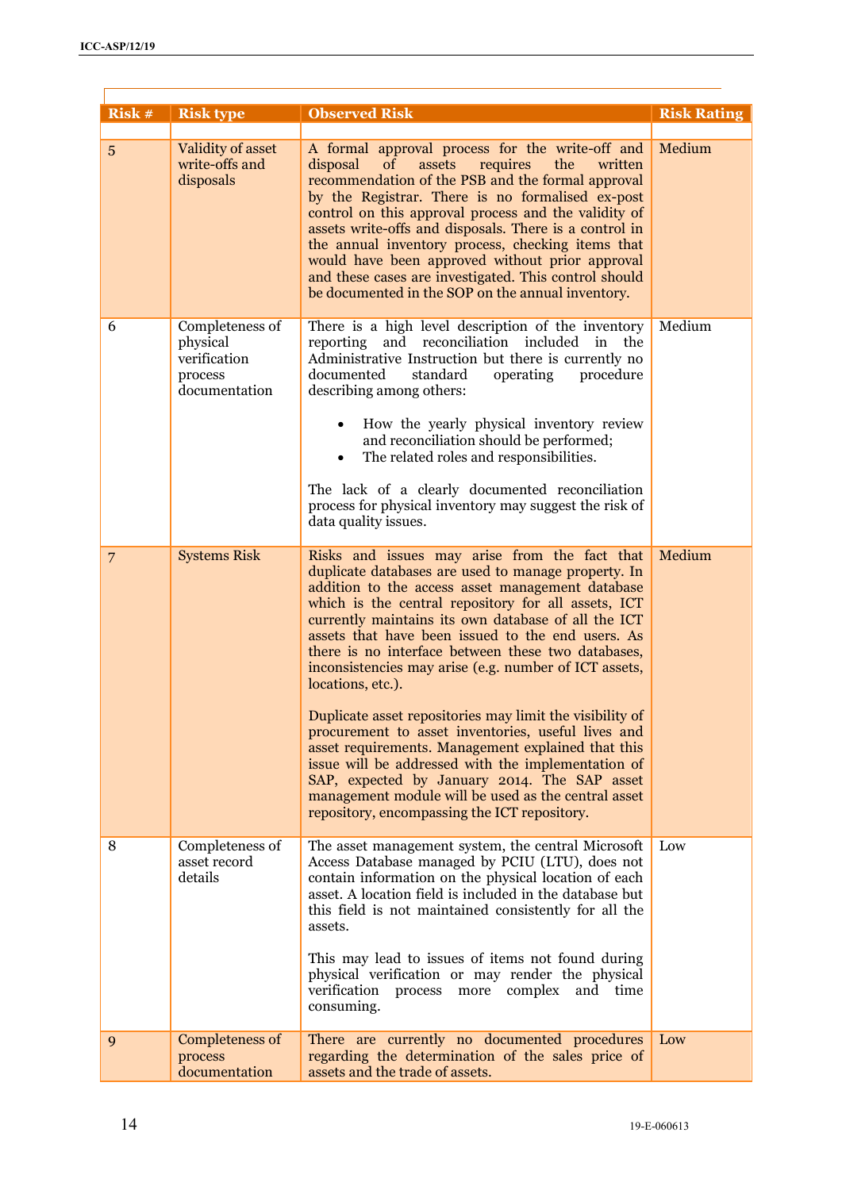| Risk # | Risk type | Observed Risk | Risk Rating |
|---|---|---|---|
| | | | |
| 5 | Validity of asset write-offs and disposals | A formal approval process for the write-off and disposal of assets requires the written recommendation of the PSB and the formal approval by the Registrar. There is no formalised ex-post control on this approval process and the validity of assets write-offs and disposals. There is a control in the annual inventory process, checking items that would have been approved without prior approval and these cases are investigated. This control should be documented in the SOP on the annual inventory. | Medium |
| 6 | Completeness of physical verification process documentation | There is a high level description of the inventory reporting and reconciliation included in the Administrative Instruction but there is currently no documented standard operating procedure describing among others:<br><br>• How the yearly physical inventory review and reconciliation should be performed;<br>• The related roles and responsibilities.<br><br>The lack of a clearly documented reconciliation process for physical inventory may suggest the risk of data quality issues. | Medium |
| 7 | Systems Risk | Risks and issues may arise from the fact that duplicate databases are used to manage property. In addition to the access asset management database which is the central repository for all assets, ICT currently maintains its own database of all the ICT assets that have been issued to the end users. As there is no interface between these two databases, inconsistencies may arise (e.g. number of ICT assets, locations, etc.).<br><br>Duplicate asset repositories may limit the visibility of procurement to asset inventories, useful lives and asset requirements. Management explained that this issue will be addressed with the implementation of SAP, expected by January 2014. The SAP asset management module will be used as the central asset repository, encompassing the ICT repository. | Medium |
| 8 | Completeness of asset record details | The asset management system, the central Microsoft Access Database managed by PCIU (LTU), does not contain information on the physical location of each asset. A location field is included in the database but this field is not maintained consistently for all the assets.<br><br>This may lead to issues of items not found during physical verification or may render the physical verification process more complex and time consuming. | Low |
| 9 | Completeness of process documentation | There are currently no documented procedures regarding the determination of the sales price of assets and the trade of assets. | Low |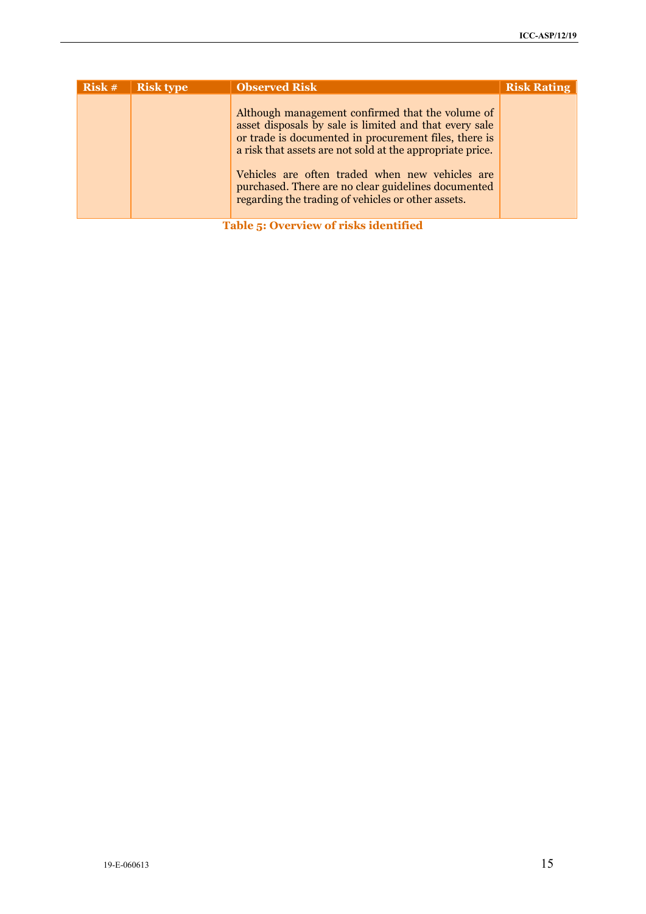| Risk # | Risk type | Observed Risk | Risk Rating |
|---|---|---|---|
| | | Although management confirmed that the volume of asset disposals by sale is limited and that every sale or trade is documented in procurement files, there is a risk that assets are not sold at the appropriate price.<br><br>Vehicles are often traded when new vehicles are purchased. There are no clear guidelines documented regarding the trading of vehicles or other assets. | |

**Table 5: Overview of risks identified**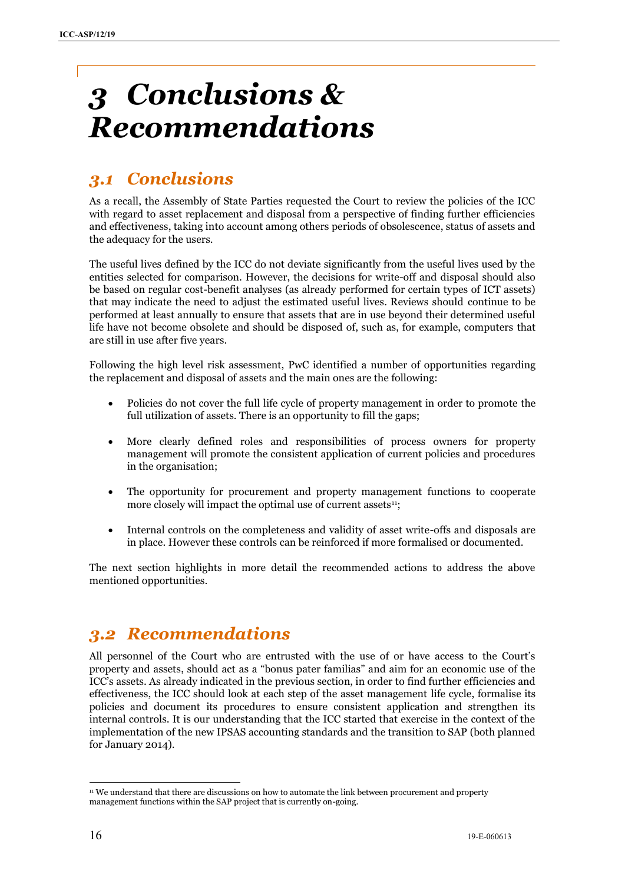# 3 Conclusions & Recommendations

## 3.1 Conclusions

As a recall, the Assembly of State Parties requested the Court to review the policies of the ICC with regard to asset replacement and disposal from a perspective of finding further efficiencies and effectiveness, taking into account among others periods of obsolescence, status of assets and the adequacy for the users.

The useful lives defined by the ICC do not deviate significantly from the useful lives used by the entities selected for comparison. However, the decisions for write-off and disposal should also be based on regular cost-benefit analyses (as already performed for certain types of ICT assets) that may indicate the need to adjust the estimated useful lives. Reviews should continue to be performed at least annually to ensure that assets that are in use beyond their determined useful life have not become obsolete and should be disposed of, such as, for example, computers that are still in use after five years.

Following the high level risk assessment, PwC identified a number of opportunities regarding the replacement and disposal of assets and the main ones are the following:

- Policies do not cover the full life cycle of property management in order to promote the full utilization of assets. There is an opportunity to fill the gaps;
- More clearly defined roles and responsibilities of process owners for property management will promote the consistent application of current policies and procedures in the organisation;
- The opportunity for procurement and property management functions to cooperate more closely will impact the optimal use of current assets[11];
- Internal controls on the completeness and validity of asset write-offs and disposals are in place. However these controls can be reinforced if more formalised or documented.

The next section highlights in more detail the recommended actions to address the above mentioned opportunities.

## 3.2 Recommendations

All personnel of the Court who are entrusted with the use of or have access to the Court's property and assets, should act as a "bonus pater familias" and aim for an economic use of the ICC's assets. As already indicated in the previous section, in order to find further efficiencies and effectiveness, the ICC should look at each step of the asset management life cycle, formalise its policies and document its procedures to ensure consistent application and strengthen its internal controls. It is our understanding that the ICC started that exercise in the context of the implementation of the new IPSAS accounting standards and the transition to SAP (both planned for January 2014).

[11] We understand that there are discussions on how to automate the link between procurement and property management functions within the SAP project that is currently on-going.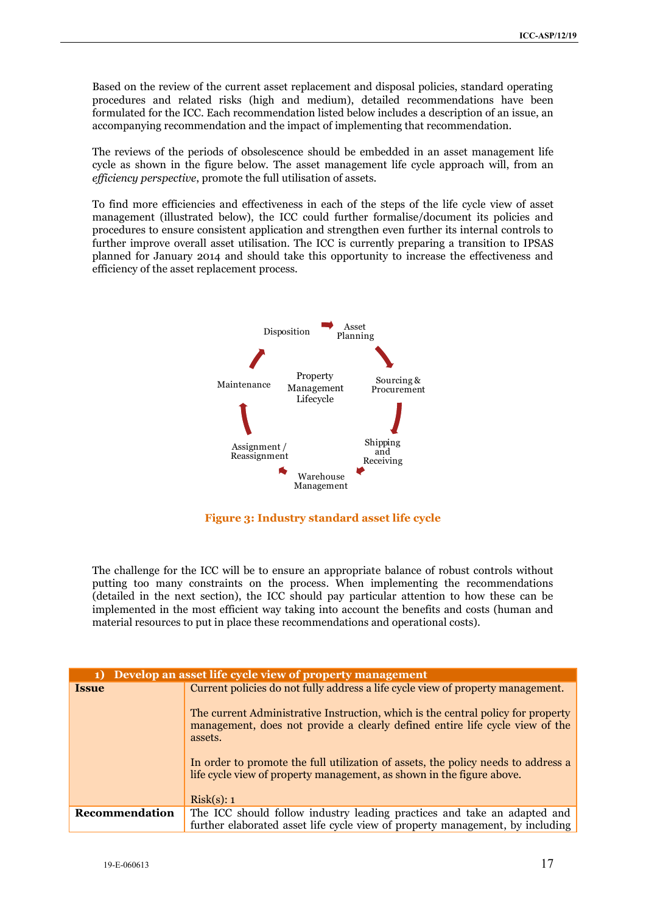Based on the review of the current asset replacement and disposal policies, standard operating procedures and related risks (high and medium), detailed recommendations have been formulated for the ICC. Each recommendation listed below includes a description of an issue, an accompanying recommendation and the impact of implementing that recommendation.

The reviews of the periods of obsolescence should be embedded in an asset management life cycle as shown in the figure below. The asset management life cycle approach will, from an *efficiency perspective*, promote the full utilisation of assets.

To find more efficiencies and effectiveness in each of the steps of the life cycle view of asset management (illustrated below), the ICC could further formalise/document its policies and procedures to ensure consistent application and strengthen even further its internal controls to further improve overall asset utilisation. The ICC is currently preparing a transition to IPSAS planned for January 2014 and should take this opportunity to increase the effectiveness and efficiency of the asset replacement process.

Property Management Lifecycle

Asset Planning → Sourcing & Procurement → Shipping and Receiving → Warehouse Management → Assignment / Reassignment → Maintenance → Disposition

**Figure 3: Industry standard asset life cycle**

The challenge for the ICC will be to ensure an appropriate balance of robust controls without putting too many constraints on the process. When implementing the recommendations (detailed in the next section), the ICC should pay particular attention to how these can be implemented in the most efficient way taking into account the benefits and costs (human and material resources to put in place these recommendations and operational costs).

| 1) Develop an asset life cycle view of property management | |
|---|---|
| **Issue** | Current policies do not fully address a life cycle view of property management.<br><br>The current Administrative Instruction, which is the central policy for property management, does not provide a clearly defined entire life cycle view of the assets.<br><br>In order to promote the full utilization of assets, the policy needs to address a life cycle view of property management, as shown in the figure above.<br><br>Risk(s): 1 |
| **Recommendation** | The ICC should follow industry leading practices and take an adapted and further elaborated asset life cycle view of property management, by including |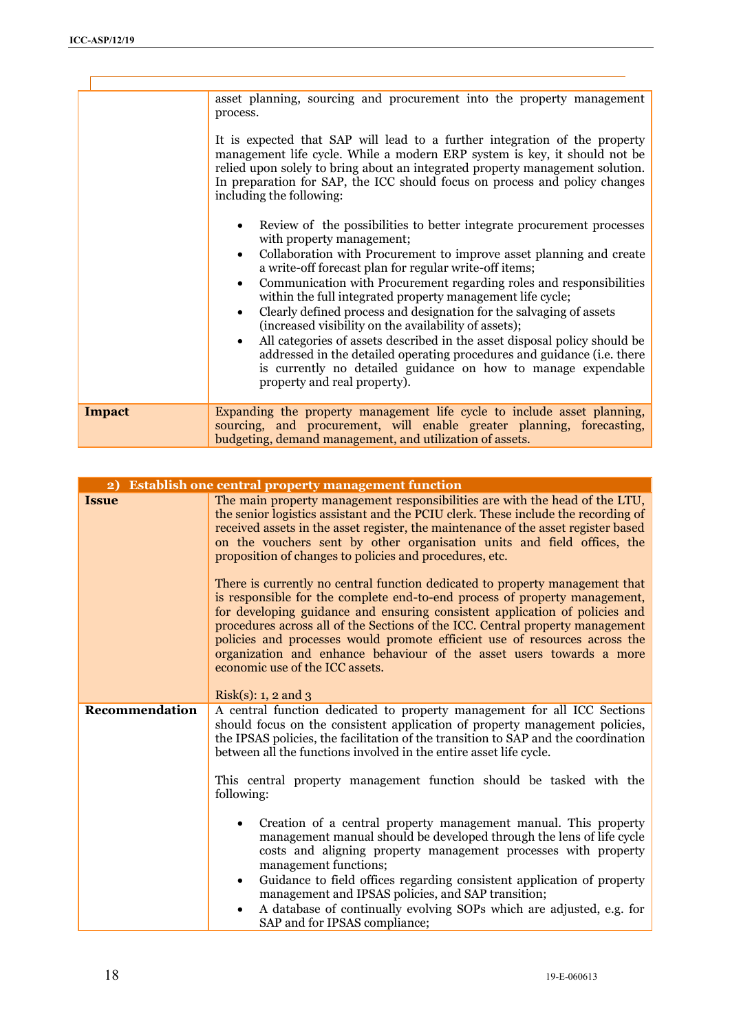| | |
|---|---|
| | asset planning, sourcing and procurement into the property management process.<br><br>It is expected that SAP will lead to a further integration of the property management life cycle. While a modern ERP system is key, it should not be relied upon solely to bring about an integrated property management solution. In preparation for SAP, the ICC should focus on process and policy changes including the following:<br><br>• Review of the possibilities to better integrate procurement processes with property management;<br>• Collaboration with Procurement to improve asset planning and create a write-off forecast plan for regular write-off items;<br>• Communication with Procurement regarding roles and responsibilities within the full integrated property management life cycle;<br>• Clearly defined process and designation for the salvaging of assets (increased visibility on the availability of assets);<br>• All categories of assets described in the asset disposal policy should be addressed in the detailed operating procedures and guidance (i.e. there is currently no detailed guidance on how to manage expendable property and real property). |
| **Impact** | Expanding the property management life cycle to include asset planning, sourcing, and procurement, will enable greater planning, forecasting, budgeting, demand management, and utilization of assets. |

| **2) Establish one central property management function** | |
|---|---|
| **Issue** | The main property management responsibilities are with the head of the LTU, the senior logistics assistant and the PCIU clerk. These include the recording of received assets in the asset register, the maintenance of the asset register based on the vouchers sent by other organisation units and field offices, the proposition of changes to policies and procedures, etc.<br><br>There is currently no central function dedicated to property management that is responsible for the complete end-to-end process of property management, for developing guidance and ensuring consistent application of policies and procedures across all of the Sections of the ICC. Central property management policies and processes would promote efficient use of resources across the organization and enhance behaviour of the asset users towards a more economic use of the ICC assets.<br><br>Risk(s): 1, 2 and 3 |
| **Recommendation** | A central function dedicated to property management for all ICC Sections should focus on the consistent application of property management policies, the IPSAS policies, the facilitation of the transition to SAP and the coordination between all the functions involved in the entire asset life cycle.<br><br>This central property management function should be tasked with the following:<br><br>• Creation of a central property management manual. This property management manual should be developed through the lens of life cycle costs and aligning property management processes with property management functions;<br>• Guidance to field offices regarding consistent application of property management and IPSAS policies, and SAP transition;<br>• A database of continually evolving SOPs which are adjusted, e.g. for SAP and for IPSAS compliance; |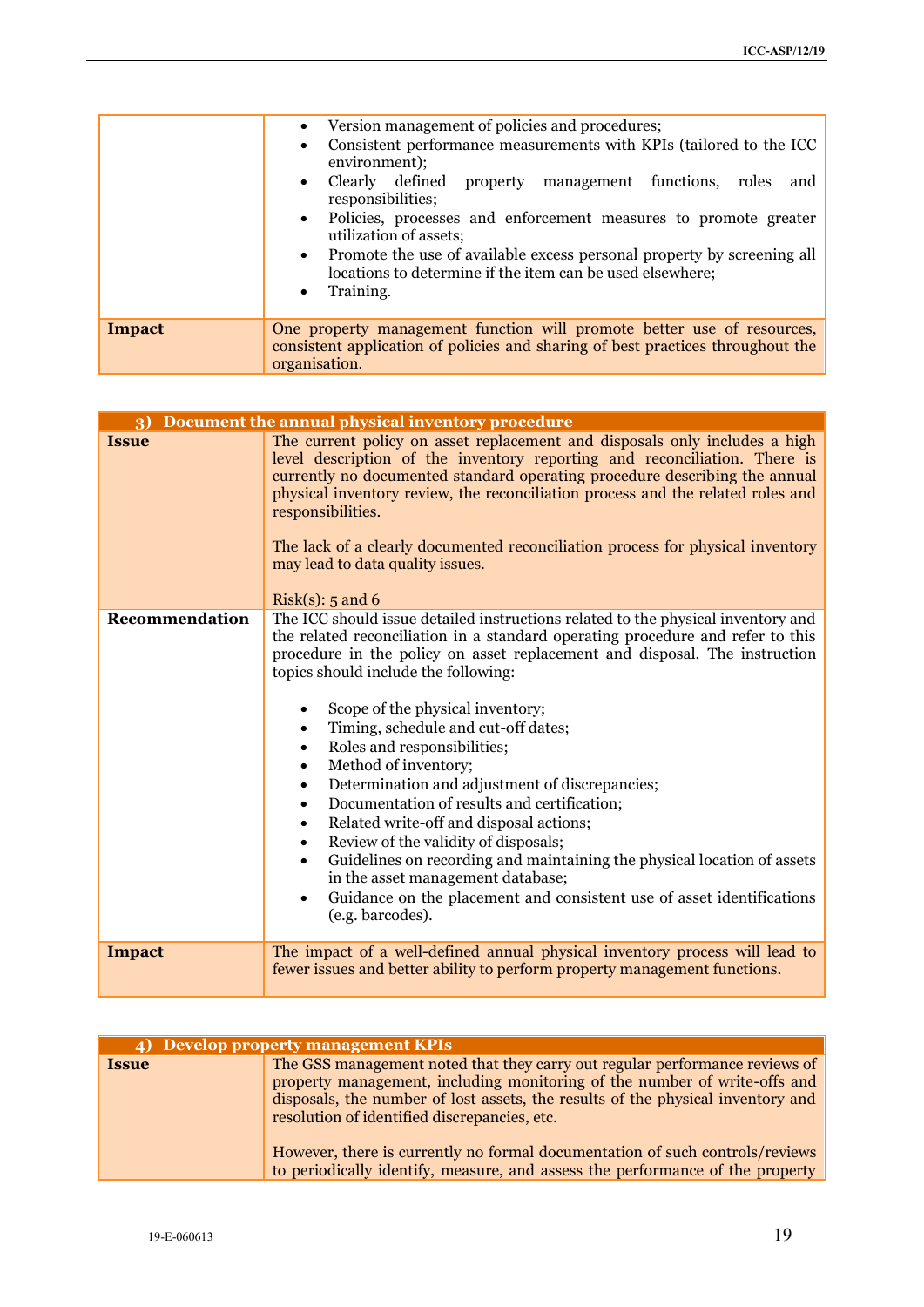| | |
|---|---|
| | • Version management of policies and procedures;<br>• Consistent performance measurements with KPIs (tailored to the ICC environment);<br>• Clearly defined property management functions, roles and responsibilities;<br>• Policies, processes and enforcement measures to promote greater utilization of assets;<br>• Promote the use of available excess personal property by screening all locations to determine if the item can be used elsewhere;<br>• Training. |
| **Impact** | One property management function will promote better use of resources, consistent application of policies and sharing of best practices throughout the organisation. |

| **3) Document the annual physical inventory procedure** | |
|---|---|
| **Issue** | The current policy on asset replacement and disposals only includes a high level description of the inventory reporting and reconciliation. There is currently no documented standard operating procedure describing the annual physical inventory review, the reconciliation process and the related roles and responsibilities.<br><br>The lack of a clearly documented reconciliation process for physical inventory may lead to data quality issues.<br><br>Risk(s): 5 and 6 |
| **Recommendation** | The ICC should issue detailed instructions related to the physical inventory and the related reconciliation in a standard operating procedure and refer to this procedure in the policy on asset replacement and disposal. The instruction topics should include the following:<br><br>• Scope of the physical inventory;<br>• Timing, schedule and cut-off dates;<br>• Roles and responsibilities;<br>• Method of inventory;<br>• Determination and adjustment of discrepancies;<br>• Documentation of results and certification;<br>• Related write-off and disposal actions;<br>• Review of the validity of disposals;<br>• Guidelines on recording and maintaining the physical location of assets in the asset management database;<br>• Guidance on the placement and consistent use of asset identifications (e.g. barcodes). |
| **Impact** | The impact of a well-defined annual physical inventory process will lead to fewer issues and better ability to perform property management functions. |

| **4) Develop property management KPIs** | |
|---|---|
| **Issue** | The GSS management noted that they carry out regular performance reviews of property management, including monitoring of the number of write-offs and disposals, the number of lost assets, the results of the physical inventory and resolution of identified discrepancies, etc.<br><br>However, there is currently no formal documentation of such controls/reviews to periodically identify, measure, and assess the performance of the property |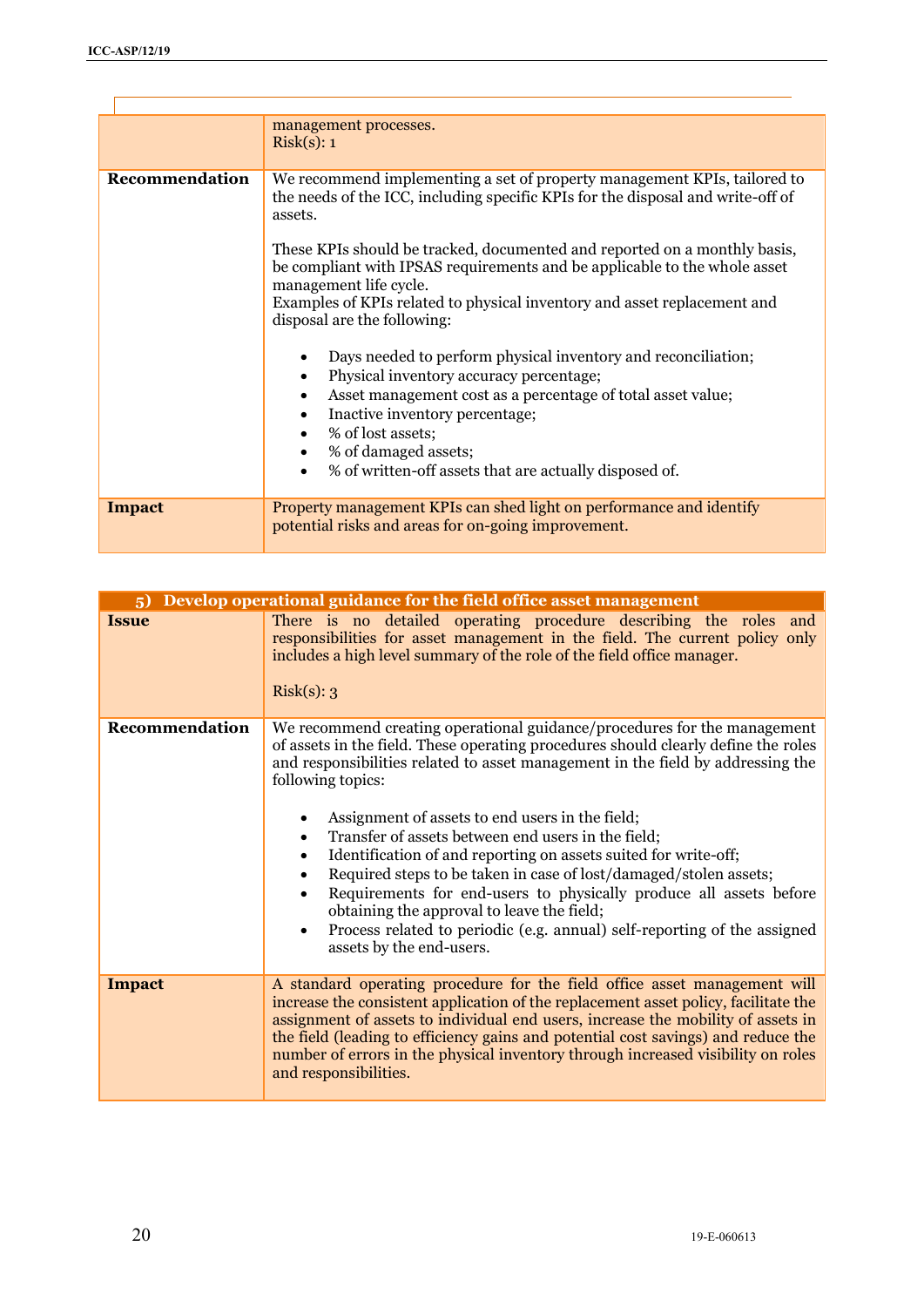| | |
|---|---|
| | management processes.<br>Risk(s): 1 |
| **Recommendation** | We recommend implementing a set of property management KPIs, tailored to the needs of the ICC, including specific KPIs for the disposal and write-off of assets.<br><br>These KPIs should be tracked, documented and reported on a monthly basis, be compliant with IPSAS requirements and be applicable to the whole asset management life cycle.<br>Examples of KPIs related to physical inventory and asset replacement and disposal are the following:<br><br>• Days needed to perform physical inventory and reconciliation;<br>• Physical inventory accuracy percentage;<br>• Asset management cost as a percentage of total asset value;<br>• Inactive inventory percentage;<br>• % of lost assets;<br>• % of damaged assets;<br>• % of written-off assets that are actually disposed of. |
| **Impact** | Property management KPIs can shed light on performance and identify potential risks and areas for on-going improvement. |

| **5) Develop operational guidance for the field office asset management** | |
|---|---|
| **Issue** | There is no detailed operating procedure describing the roles and responsibilities for asset management in the field. The current policy only includes a high level summary of the role of the field office manager.<br><br>Risk(s): 3 |
| **Recommendation** | We recommend creating operational guidance/procedures for the management of assets in the field. These operating procedures should clearly define the roles and responsibilities related to asset management in the field by addressing the following topics:<br><br>• Assignment of assets to end users in the field;<br>• Transfer of assets between end users in the field;<br>• Identification of and reporting on assets suited for write-off;<br>• Required steps to be taken in case of lost/damaged/stolen assets;<br>• Requirements for end-users to physically produce all assets before obtaining the approval to leave the field;<br>• Process related to periodic (e.g. annual) self-reporting of the assigned assets by the end-users. |
| **Impact** | A standard operating procedure for the field office asset management will increase the consistent application of the replacement asset policy, facilitate the assignment of assets to individual end users, increase the mobility of assets in the field (leading to efficiency gains and potential cost savings) and reduce the number of errors in the physical inventory through increased visibility on roles and responsibilities. |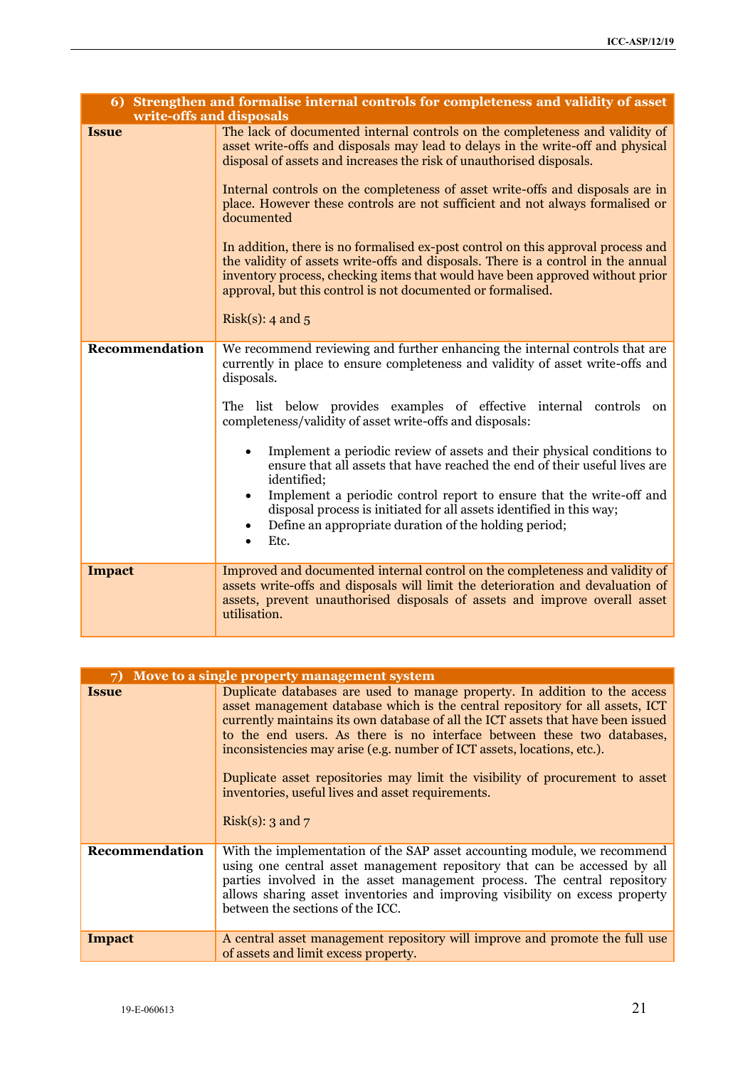| 6) Strengthen and formalise internal controls for completeness and validity of asset write-offs and disposals | |
|---|---|
| **Issue** | The lack of documented internal controls on the completeness and validity of asset write-offs and disposals may lead to delays in the write-off and physical disposal of assets and increases the risk of unauthorised disposals.<br><br>Internal controls on the completeness of asset write-offs and disposals are in place. However these controls are not sufficient and not always formalised or documented<br><br>In addition, there is no formalised ex-post control on this approval process and the validity of assets write-offs and disposals. There is a control in the annual inventory process, checking items that would have been approved without prior approval, but this control is not documented or formalised.<br><br>Risk(s): 4 and 5 |
| **Recommendation** | We recommend reviewing and further enhancing the internal controls that are currently in place to ensure completeness and validity of asset write-offs and disposals.<br><br>The list below provides examples of effective internal controls on completeness/validity of asset write-offs and disposals:<br><br>• Implement a periodic review of assets and their physical conditions to ensure that all assets that have reached the end of their useful lives are identified;<br>• Implement a periodic control report to ensure that the write-off and disposal process is initiated for all assets identified in this way;<br>• Define an appropriate duration of the holding period;<br>• Etc. |
| **Impact** | Improved and documented internal control on the completeness and validity of assets write-offs and disposals will limit the deterioration and devaluation of assets, prevent unauthorised disposals of assets and improve overall asset utilisation. |

| 7) Move to a single property management system | |
|---|---|
| **Issue** | Duplicate databases are used to manage property. In addition to the access asset management database which is the central repository for all assets, ICT currently maintains its own database of all the ICT assets that have been issued to the end users. As there is no interface between these two databases, inconsistencies may arise (e.g. number of ICT assets, locations, etc.).<br><br>Duplicate asset repositories may limit the visibility of procurement to asset inventories, useful lives and asset requirements.<br><br>Risk(s): 3 and 7 |
| **Recommendation** | With the implementation of the SAP asset accounting module, we recommend using one central asset management repository that can be accessed by all parties involved in the asset management process. The central repository allows sharing asset inventories and improving visibility on excess property between the sections of the ICC. |
| **Impact** | A central asset management repository will improve and promote the full use of assets and limit excess property. |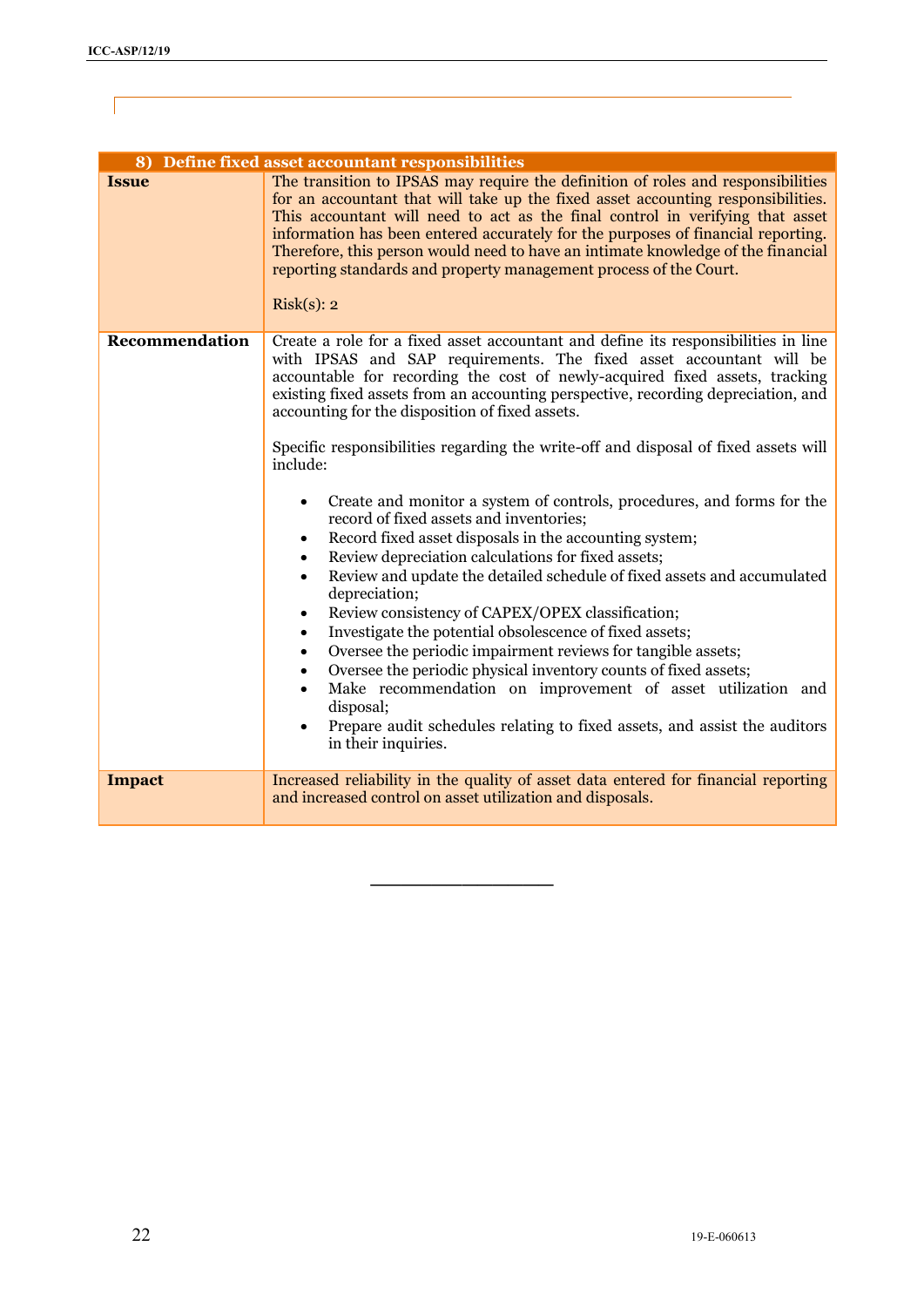| 8) Define fixed asset accountant responsibilities | |
|---|---|
| **Issue** | The transition to IPSAS may require the definition of roles and responsibilities for an accountant that will take up the fixed asset accounting responsibilities. This accountant will need to act as the final control in verifying that asset information has been entered accurately for the purposes of financial reporting. Therefore, this person would need to have an intimate knowledge of the financial reporting standards and property management process of the Court.<br><br>Risk(s): 2 |
| **Recommendation** | Create a role for a fixed asset accountant and define its responsibilities in line with IPSAS and SAP requirements. The fixed asset accountant will be accountable for recording the cost of newly-acquired fixed assets, tracking existing fixed assets from an accounting perspective, recording depreciation, and accounting for the disposition of fixed assets.<br><br>Specific responsibilities regarding the write-off and disposal of fixed assets will include:<br><br>• Create and monitor a system of controls, procedures, and forms for the record of fixed assets and inventories;<br>• Record fixed asset disposals in the accounting system;<br>• Review depreciation calculations for fixed assets;<br>• Review and update the detailed schedule of fixed assets and accumulated depreciation;<br>• Review consistency of CAPEX/OPEX classification;<br>• Investigate the potential obsolescence of fixed assets;<br>• Oversee the periodic impairment reviews for tangible assets;<br>• Oversee the periodic physical inventory counts of fixed assets;<br>• Make recommendation on improvement of asset utilization and disposal;<br>• Prepare audit schedules relating to fixed assets, and assist the auditors in their inquiries. |
| **Impact** | Increased reliability in the quality of asset data entered for financial reporting and increased control on asset utilization and disposals. |

\_\_\_\_\_\_\_\_\_\_\_\_\_\_\_\_\_\_\_\_